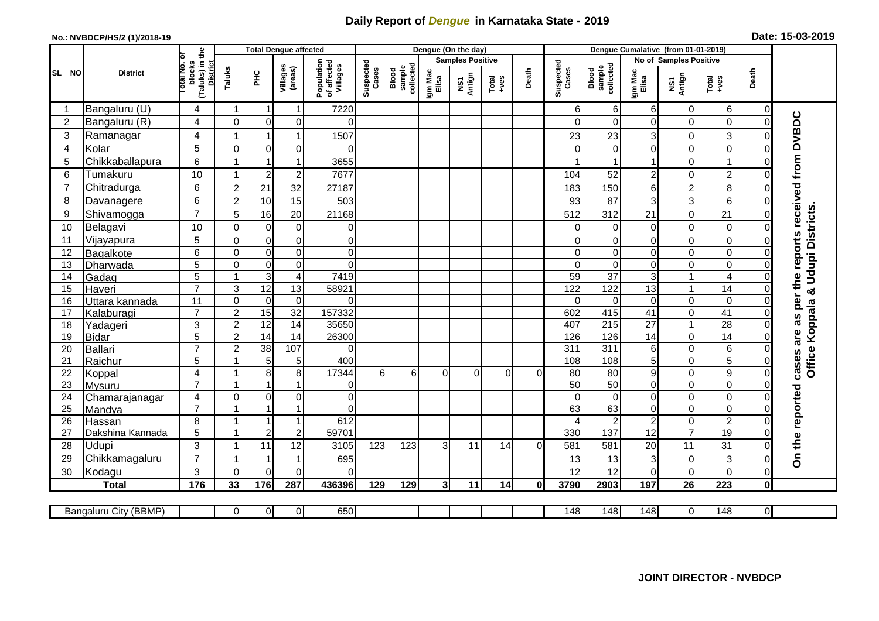# Daily Report of *Dengue* in Karnataka State - 2019

**No.: NVBDCP/HS/2 (1)/2018-19**

**Date: 15-03-2019**

| SL NO | District | Total No. of blocks (Taluks) in the District | Total Dengue affected | | | | Dengue (On the day) | | | | | | | Dengue Cumalative (from 01-01-2019) | | | | | | | |
|---|---|---|---|---|---|---|---|---|---|---|---|---|---|---|---|---|---|---|---|---|
| | | | | | | | | | Samples Positive | | | | | | No of Samples Positive | | | | |
| | | | Taluks | PHC | Villages (areas) | Population of affected Villages | Suspected Cases | Blood sample collected | Igm Mac Elisa | NS1 Antign | Total +ves | Death | Suspected Cases | Blood sample collected | Igm Mac Elisa | NS1 Antign | Total +ves | Death | |
| 1 | Bangaluru (U) | 4 | 1 | 1 | 1 | 7220 | | | | | | | 6 | 6 | 6 | 0 | 6 | 0 | On the reported cases are as per the reports received from DVBDC Office Koppala & Udupi Districts. |
| 2 | Bangaluru (R) | 4 | 0 | 0 | 0 | 0 | | | | | | | 0 | 0 | 0 | 0 | 0 | 0 | |
| 3 | Ramanagar | 4 | 1 | 1 | 1 | 1507 | | | | | | | 23 | 23 | 3 | 0 | 3 | 0 | |
| 4 | Kolar | 5 | 0 | 0 | 0 | 0 | | | | | | | 0 | 0 | 0 | 0 | 0 | 0 | |
| 5 | Chikkaballapura | 6 | 1 | 1 | 1 | 3655 | | | | | | | 1 | 1 | 1 | 0 | 1 | 0 | |
| 6 | Tumakuru | 10 | 1 | 2 | 2 | 7677 | | | | | | | 104 | 52 | 2 | 0 | 2 | 0 | |
| 7 | Chitradurga | 6 | 2 | 21 | 32 | 27187 | | | | | | | 183 | 150 | 6 | 2 | 8 | 0 | |
| 8 | Davanagere | 6 | 2 | 10 | 15 | 503 | | | | | | | 93 | 87 | 3 | 3 | 6 | 0 | |
| 9 | Shivamogga | 7 | 5 | 16 | 20 | 21168 | | | | | | | 512 | 312 | 21 | 0 | 21 | 0 | |
| 10 | Belagavi | 10 | 0 | 0 | 0 | 0 | | | | | | | 0 | 0 | 0 | 0 | 0 | 0 | |
| 11 | Vijayapura | 5 | 0 | 0 | 0 | 0 | | | | | | | 0 | 0 | 0 | 0 | 0 | 0 | |
| 12 | Bagalkote | 6 | 0 | 0 | 0 | 0 | | | | | | | 0 | 0 | 0 | 0 | 0 | 0 | |
| 13 | Dharwada | 5 | 0 | 0 | 0 | 0 | | | | | | | 0 | 0 | 0 | 0 | 0 | 0 | |
| 14 | Gadag | 5 | 1 | 3 | 4 | 7419 | | | | | | | 59 | 37 | 3 | 1 | 4 | 0 | |
| 15 | Haveri | 7 | 3 | 12 | 13 | 58921 | | | | | | | 122 | 122 | 13 | 1 | 14 | 0 | |
| 16 | Uttara kannada | 11 | 0 | 0 | 0 | 0 | | | | | | | 0 | 0 | 0 | 0 | 0 | 0 | |
| 17 | Kalaburagi | 7 | 2 | 15 | 32 | 157332 | | | | | | | 602 | 415 | 41 | 0 | 41 | 0 | |
| 18 | Yadageri | 3 | 2 | 12 | 14 | 35650 | | | | | | | 407 | 215 | 27 | 1 | 28 | 0 | |
| 19 | Bidar | 5 | 2 | 14 | 14 | 26300 | | | | | | | 126 | 126 | 14 | 0 | 14 | 0 | |
| 20 | Ballari | 7 | 2 | 38 | 107 | 0 | | | | | | | 311 | 311 | 6 | 0 | 6 | 0 | |
| 21 | Raichur | 5 | 1 | 5 | 5 | 400 | | | | | | | 108 | 108 | 5 | 0 | 5 | 0 | |
| 22 | Koppal | 4 | 1 | 8 | 8 | 17344 | 6 | 6 | 0 | 0 | 0 | 0 | 80 | 80 | 9 | 0 | 9 | 0 | |
| 23 | Mysuru | 7 | 1 | 1 | 1 | 0 | | | | | | | 50 | 50 | 0 | 0 | 0 | 0 | |
| 24 | Chamarajanagar | 4 | 0 | 0 | 0 | 0 | | | | | | | 0 | 0 | 0 | 0 | 0 | 0 | |
| 25 | Mandya | 7 | 1 | 1 | 1 | 0 | | | | | | | 63 | 63 | 0 | 0 | 0 | 0 | |
| 26 | Hassan | 8 | 1 | 1 | 1 | 612 | | | | | | | 4 | 2 | 2 | 0 | 2 | 0 | |
| 27 | Dakshina Kannada | 5 | 1 | 2 | 2 | 59701 | | | | | | | 330 | 137 | 12 | 7 | 19 | 0 | |
| 28 | Udupi | 3 | 1 | 11 | 12 | 3105 | 123 | 123 | 3 | 11 | 14 | 0 | 581 | 581 | 20 | 11 | 31 | 0 | |
| 29 | Chikkamagaluru | 7 | 1 | 1 | 1 | 695 | | | | | | | 13 | 13 | 3 | 0 | 3 | 0 | |
| 30 | Kodagu | 3 | 0 | 0 | 0 | 0 | | | | | | | 12 | 12 | 0 | 0 | 0 | 0 | |
| | **Total** | **176** | **33** | **176** | **287** | **436396** | **129** | **129** | **3** | **11** | **14** | **0** | **3790** | **2903** | **197** | **26** | **223** | **0** | |

| Bangaluru City (BBMP) | | 0 | 0 | 0 | 650 | | | | | | | 148 | 148 | 148 | 0 | 148 | 0 |
|---|---|---|---|---|---|---|---|---|---|---|---|---|---|---|---|---|---|

**JOINT DIRECTOR - NVBDCP**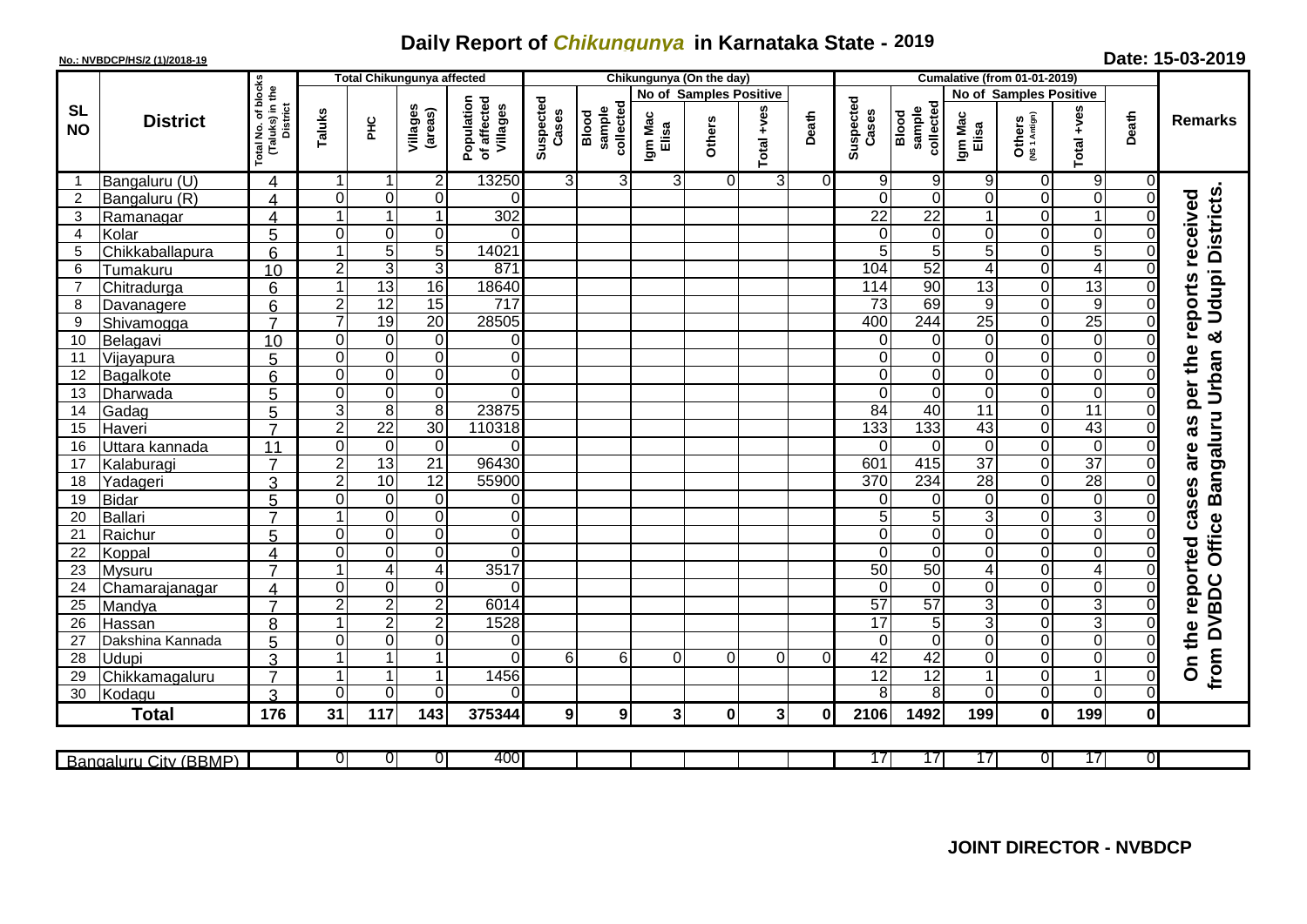# Daily Report of *Chikungunya* in Karnataka State - 2019

**No.: NVBDCP/HS/2 (1)/2018-19**

**Date: 15-03-2019**

| SL NO | District | Total No. of blocks (Taluks) in the District | Total Chikungunya affected | | | | Chikungunya (On the day) | | | | | | | Cumalative (from 01-01-2019) | | | | | | | Remarks |
|---|---|---|---|---|---|---|---|---|---|---|---|---|---|---|---|---|---|---|---|---|---|
| | | | Taluks | PHC | Villages (areas) | Population of affected Villages | Suspected Cases | Blood sample collected | No of Samples Positive | | | Death | Suspected Cases | Blood sample collected | No of Samples Positive | | | Death | |
| | | | | | | | | | Igm Mac Elisa | Others | Total +ves | | | | Igm Mac Elisa | Others (NS 1 Antign) | Total +ves | | |
| 1 | Bangaluru (U) | 4 | 1 | 1 | 2 | 13250 | 3 | 3 | 3 | 0 | 3 | 0 | 9 | 9 | 9 | 0 | 9 | 0 | On the reported cases are as per the reports received from DVBDC Office Bangaluru Urban & Udupi Districts. |
| 2 | Bangaluru (R) | 4 | 0 | 0 | 0 | 0 | | | | | | | 0 | 0 | 0 | 0 | 0 | 0 | |
| 3 | Ramanagar | 4 | 1 | 1 | 1 | 302 | | | | | | | 22 | 22 | 1 | 0 | 1 | 0 | |
| 4 | Kolar | 5 | 0 | 0 | 0 | 0 | | | | | | | 0 | 0 | 0 | 0 | 0 | 0 | |
| 5 | Chikkaballapura | 6 | 1 | 5 | 5 | 14021 | | | | | | | 5 | 5 | 5 | 0 | 5 | 0 | |
| 6 | Tumakuru | 10 | 2 | 3 | 3 | 871 | | | | | | | 104 | 52 | 4 | 0 | 4 | 0 | |
| 7 | Chitradurga | 6 | 1 | 13 | 16 | 18640 | | | | | | | 114 | 90 | 13 | 0 | 13 | 0 | |
| 8 | Davanagere | 6 | 2 | 12 | 15 | 717 | | | | | | | 73 | 69 | 9 | 0 | 9 | 0 | |
| 9 | Shivamogga | 7 | 7 | 19 | 20 | 28505 | | | | | | | 400 | 244 | 25 | 0 | 25 | 0 | |
| 10 | Belagavi | 10 | 0 | 0 | 0 | 0 | | | | | | | 0 | 0 | 0 | 0 | 0 | 0 | |
| 11 | Vijayapura | 5 | 0 | 0 | 0 | 0 | | | | | | | 0 | 0 | 0 | 0 | 0 | 0 | |
| 12 | Bagalkote | 6 | 0 | 0 | 0 | 0 | | | | | | | 0 | 0 | 0 | 0 | 0 | 0 | |
| 13 | Dharwada | 5 | 0 | 0 | 0 | 0 | | | | | | | 0 | 0 | 0 | 0 | 0 | 0 | |
| 14 | Gadag | 5 | 3 | 8 | 8 | 23875 | | | | | | | 84 | 40 | 11 | 0 | 11 | 0 | |
| 15 | Haveri | 7 | 2 | 22 | 30 | 110318 | | | | | | | 133 | 133 | 43 | 0 | 43 | 0 | |
| 16 | Uttara kannada | 11 | 0 | 0 | 0 | 0 | | | | | | | 0 | 0 | 0 | 0 | 0 | 0 | |
| 17 | Kalaburagi | 7 | 2 | 13 | 21 | 96430 | | | | | | | 601 | 415 | 37 | 0 | 37 | 0 | |
| 18 | Yadageri | 3 | 2 | 10 | 12 | 55900 | | | | | | | 370 | 234 | 28 | 0 | 28 | 0 | |
| 19 | Bidar | 5 | 0 | 0 | 0 | 0 | | | | | | | 0 | 0 | 0 | 0 | 0 | 0 | |
| 20 | Ballari | 7 | 1 | 0 | 0 | 0 | | | | | | | 5 | 5 | 3 | 0 | 3 | 0 | |
| 21 | Raichur | 5 | 0 | 0 | 0 | 0 | | | | | | | 0 | 0 | 0 | 0 | 0 | 0 | |
| 22 | Koppal | 4 | 0 | 0 | 0 | 0 | | | | | | | 0 | 0 | 0 | 0 | 0 | 0 | |
| 23 | Mysuru | 7 | 1 | 4 | 4 | 3517 | | | | | | | 50 | 50 | 4 | 0 | 4 | 0 | |
| 24 | Chamarajanagar | 4 | 0 | 0 | 0 | 0 | | | | | | | 0 | 0 | 0 | 0 | 0 | 0 | |
| 25 | Mandya | 7 | 2 | 2 | 2 | 6014 | | | | | | | 57 | 57 | 3 | 0 | 3 | 0 | |
| 26 | Hassan | 8 | 1 | 2 | 2 | 1528 | | | | | | | 17 | 5 | 3 | 0 | 3 | 0 | |
| 27 | Dakshina Kannada | 5 | 0 | 0 | 0 | 0 | | | | | | | 0 | 0 | 0 | 0 | 0 | 0 | |
| 28 | Udupi | 3 | 1 | 1 | 1 | 0 | 6 | 6 | 0 | 0 | 0 | 0 | 42 | 42 | 0 | 0 | 0 | 0 | |
| 29 | Chikkamagaluru | 7 | 1 | 1 | 1 | 1456 | | | | | | | 12 | 12 | 1 | 0 | 1 | 0 | |
| 30 | Kodagu | 3 | 0 | 0 | 0 | 0 | | | | | | | 8 | 8 | 0 | 0 | 0 | 0 | |
| | **Total** | **176** | **31** | **117** | **143** | **375344** | **9** | **9** | **3** | **0** | **3** | **0** | **2106** | **1492** | **199** | **0** | **199** | **0** | |

| | | | | | | | | | | | | | | | | | | |
|---|---|---|---|---|---|---|---|---|---|---|---|---|---|---|---|---|---|---|
| Bangaluru City (BBMP) | | 0 | 0 | 0 | 400 | | | | | | | 17 | 17 | 17 | 0 | 17 | 0 | |

**JOINT DIRECTOR - NVBDCP**